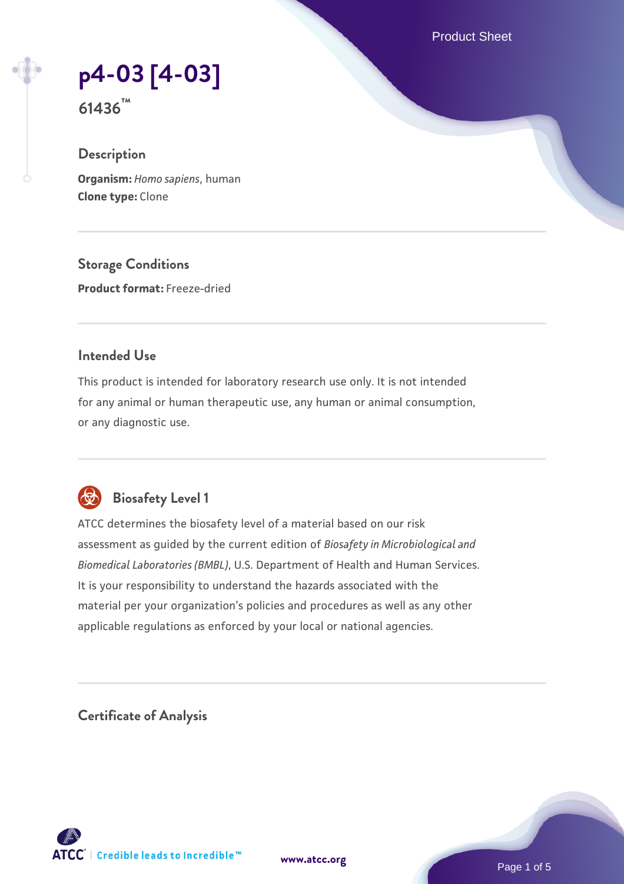# p4-03 [4-03]

**61436™**

## Description

**Organism:** *Homo sapiens*, human
**Clone type:** Clone

## Storage Conditions

**Product format:** Freeze-dried

## Intended Use

This product is intended for laboratory research use only. It is not intended for any animal or human therapeutic use, any human or animal consumption, or any diagnostic use.

## Biosafety Level 1

ATCC determines the biosafety level of a material based on our risk assessment as guided by the current edition of *Biosafety in Microbiological and Biomedical Laboratories (BMBL)*, U.S. Department of Health and Human Services. It is your responsibility to understand the hazards associated with the material per your organization's policies and procedures as well as any other applicable regulations as enforced by your local or national agencies.

## Certificate of Analysis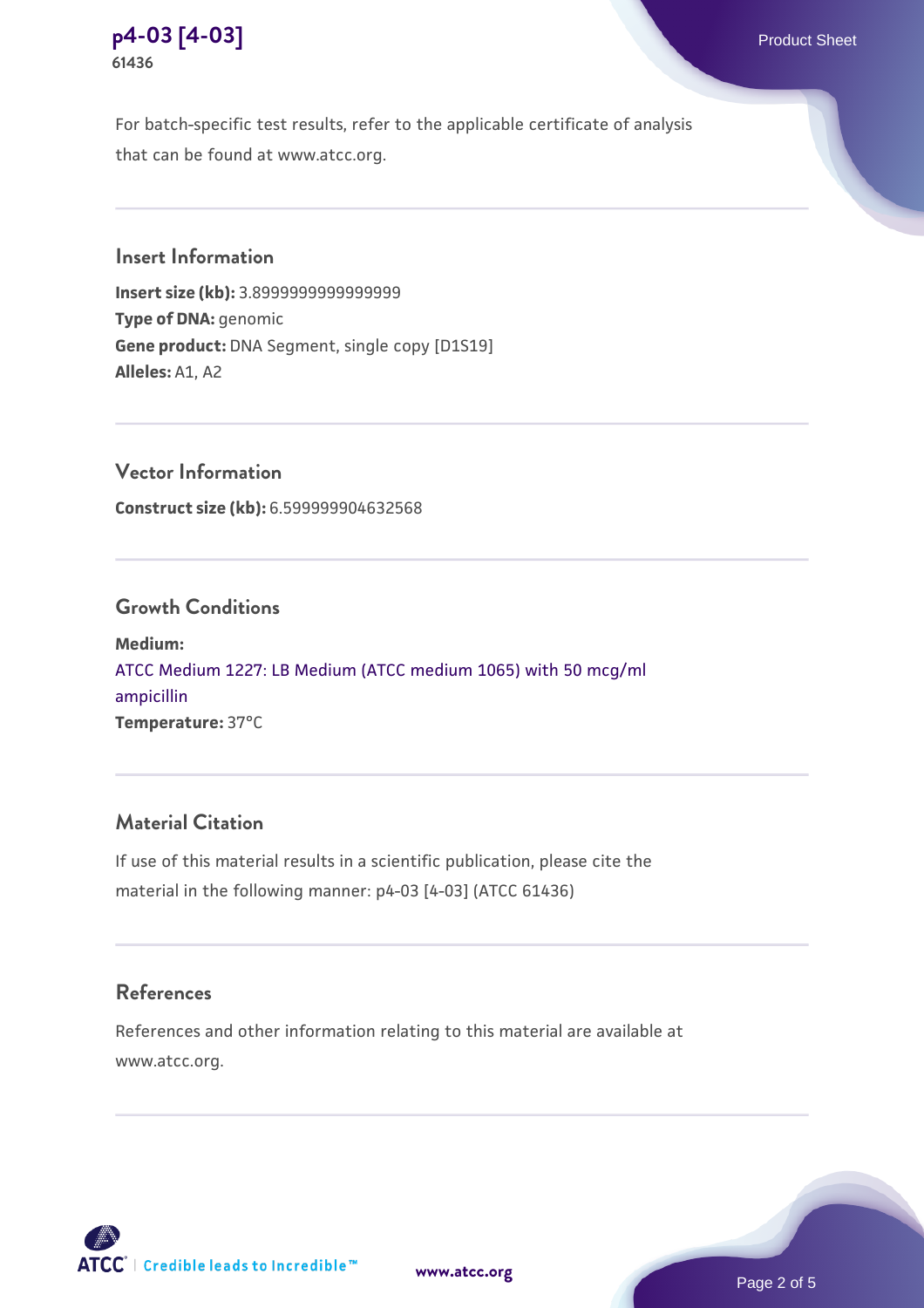For batch-specific test results, refer to the applicable certificate of analysis that can be found at www.atcc.org.

## Insert Information

**Insert size (kb):** 3.8999999999999999
**Type of DNA:** genomic
**Gene product:** DNA Segment, single copy [D1S19]
**Alleles:** A1, A2

## Vector Information

**Construct size (kb):** 6.599999904632568

## Growth Conditions

**Medium:**
ATCC Medium 1227: LB Medium (ATCC medium 1065) with 50 mcg/ml ampicillin
**Temperature:** 37°C

## Material Citation

If use of this material results in a scientific publication, please cite the material in the following manner: p4-03 [4-03] (ATCC 61436)

## References

References and other information relating to this material are available at www.atcc.org.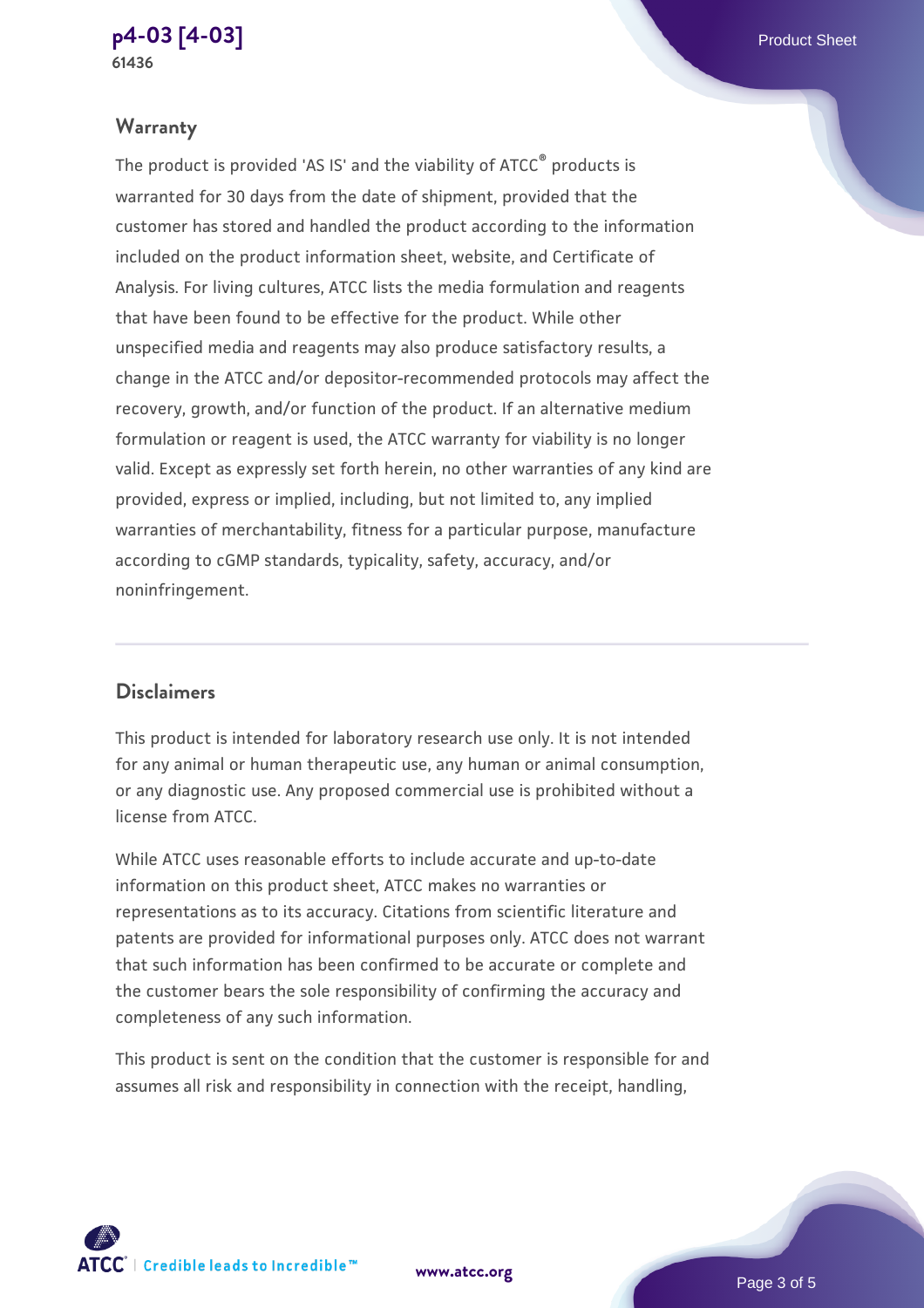## Warranty

The product is provided 'AS IS' and the viability of ATCC® products is warranted for 30 days from the date of shipment, provided that the customer has stored and handled the product according to the information included on the product information sheet, website, and Certificate of Analysis. For living cultures, ATCC lists the media formulation and reagents that have been found to be effective for the product. While other unspecified media and reagents may also produce satisfactory results, a change in the ATCC and/or depositor-recommended protocols may affect the recovery, growth, and/or function of the product. If an alternative medium formulation or reagent is used, the ATCC warranty for viability is no longer valid. Except as expressly set forth herein, no other warranties of any kind are provided, express or implied, including, but not limited to, any implied warranties of merchantability, fitness for a particular purpose, manufacture according to cGMP standards, typicality, safety, accuracy, and/or noninfringement.

## Disclaimers

This product is intended for laboratory research use only. It is not intended for any animal or human therapeutic use, any human or animal consumption, or any diagnostic use. Any proposed commercial use is prohibited without a license from ATCC.

While ATCC uses reasonable efforts to include accurate and up-to-date information on this product sheet, ATCC makes no warranties or representations as to its accuracy. Citations from scientific literature and patents are provided for informational purposes only. ATCC does not warrant that such information has been confirmed to be accurate or complete and the customer bears the sole responsibility of confirming the accuracy and completeness of any such information.

This product is sent on the condition that the customer is responsible for and assumes all risk and responsibility in connection with the receipt, handling,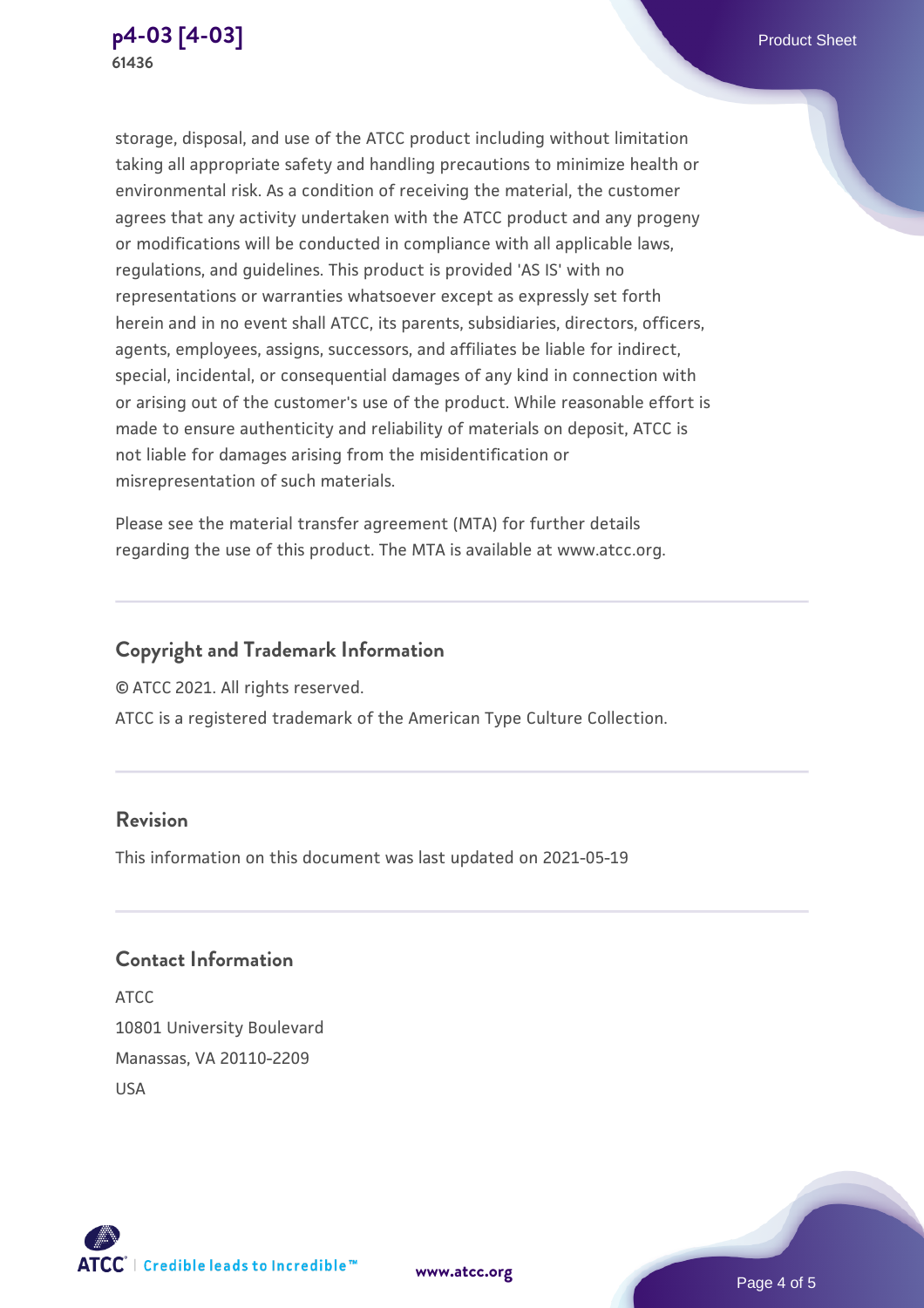storage, disposal, and use of the ATCC product including without limitation taking all appropriate safety and handling precautions to minimize health or environmental risk. As a condition of receiving the material, the customer agrees that any activity undertaken with the ATCC product and any progeny or modifications will be conducted in compliance with all applicable laws, regulations, and guidelines. This product is provided 'AS IS' with no representations or warranties whatsoever except as expressly set forth herein and in no event shall ATCC, its parents, subsidiaries, directors, officers, agents, employees, assigns, successors, and affiliates be liable for indirect, special, incidental, or consequential damages of any kind in connection with or arising out of the customer's use of the product. While reasonable effort is made to ensure authenticity and reliability of materials on deposit, ATCC is not liable for damages arising from the misidentification or misrepresentation of such materials.

Please see the material transfer agreement (MTA) for further details regarding the use of this product. The MTA is available at www.atcc.org.

## Copyright and Trademark Information

© ATCC 2021. All rights reserved.

ATCC is a registered trademark of the American Type Culture Collection.

## Revision

This information on this document was last updated on 2021-05-19

## Contact Information

ATCC
10801 University Boulevard
Manassas, VA 20110-2209
USA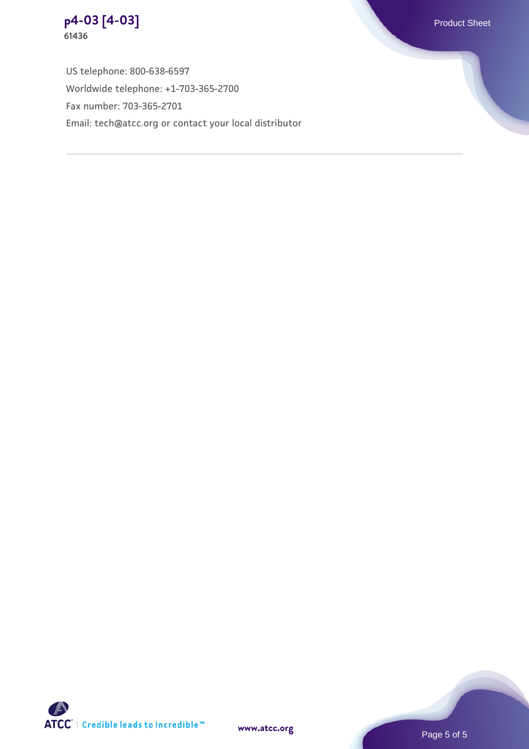US telephone: 800-638-6597

Worldwide telephone: +1-703-365-2700

Fax number: 703-365-2701

Email: tech@atcc.org or contact your local distributor